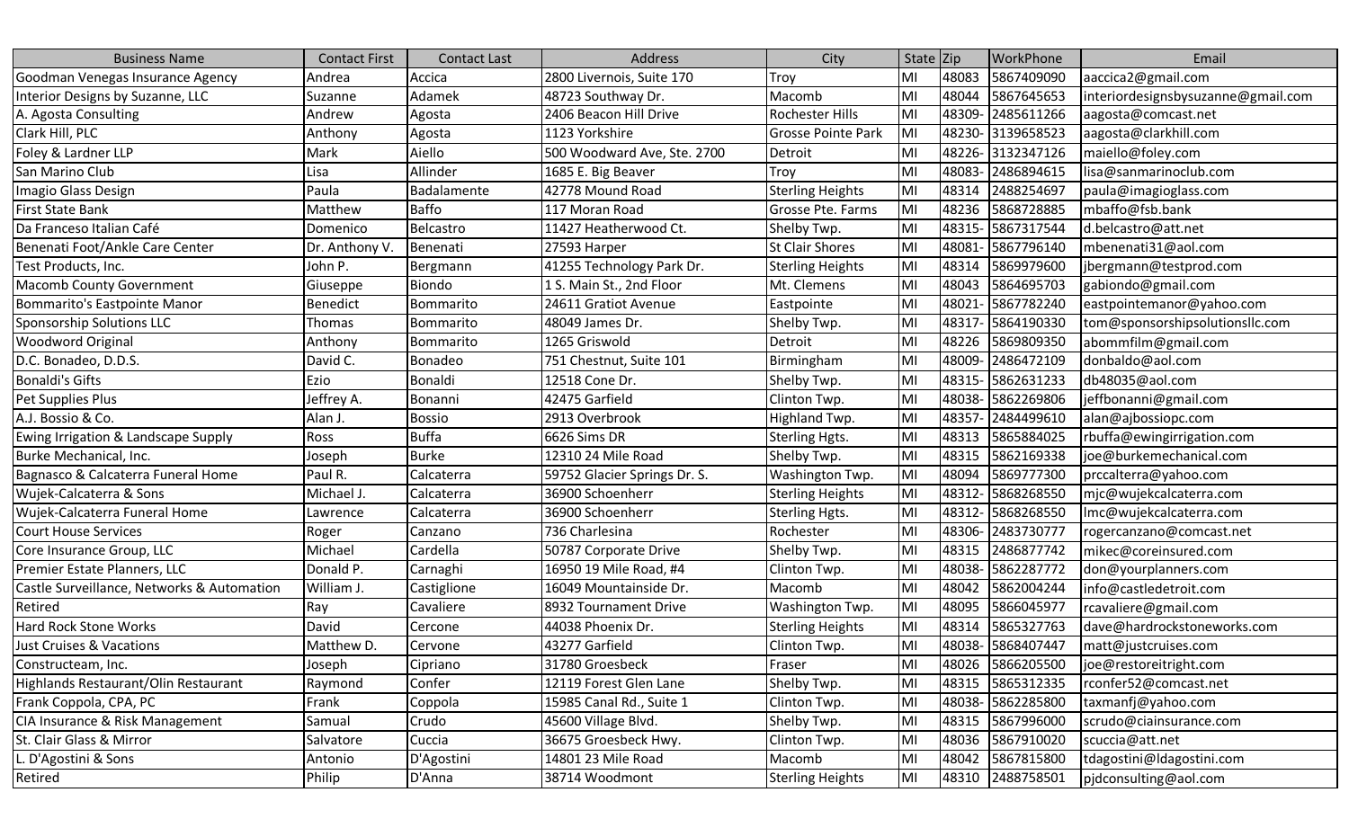| Business Name | Contact First | Contact Last | Address | City | State | Zip | WorkPhone | Email |
|---|---|---|---|---|---|---|---|---|
| Goodman Venegas Insurance Agency | Andrea | Accica | 2800 Livernois, Suite 170 | Troy | MI | 48083 | 5867409090 | aaccica2@gmail.com |
| Interior Designs by Suzanne, LLC | Suzanne | Adamek | 48723 Southway Dr. | Macomb | MI | 48044 | 5867645653 | interiordesignsbysuzanne@gmail.com |
| A. Agosta Consulting | Andrew | Agosta | 2406 Beacon Hill Drive | Rochester Hills | MI | 48309- | 2485611266 | aagosta@comcast.net |
| Clark Hill, PLC | Anthony | Agosta | 1123 Yorkshire | Grosse Pointe Park | MI | 48230- | 3139658523 | aagosta@clarkhill.com |
| Foley & Lardner LLP | Mark | Aiello | 500 Woodward Ave, Ste. 2700 | Detroit | MI | 48226- | 3132347126 | maiello@foley.com |
| San Marino Club | Lisa | Allinder | 1685 E. Big Beaver | Troy | MI | 48083- | 2486894615 | lisa@sanmarinoclub.com |
| Imagio Glass Design | Paula | Badalamente | 42778 Mound Road | Sterling Heights | MI | 48314 | 2488254697 | paula@imagioglass.com |
| First State Bank | Matthew | Baffo | 117 Moran Road | Grosse Pte. Farms | MI | 48236 | 5868728885 | mbaffo@fsb.bank |
| Da Franceso Italian Café | Domenico | Belcastro | 11427 Heatherwood Ct. | Shelby Twp. | MI | 48315- | 5867317544 | d.belcastro@att.net |
| Benenati Foot/Ankle Care Center | Dr. Anthony V. | Benenati | 27593 Harper | St Clair Shores | MI | 48081- | 5867796140 | mbenenati31@aol.com |
| Test Products, Inc. | John P. | Bergmann | 41255 Technology Park Dr. | Sterling Heights | MI | 48314 | 5869979600 | jbergmann@testprod.com |
| Macomb County Government | Giuseppe | Biondo | 1 S. Main St., 2nd Floor | Mt. Clemens | MI | 48043 | 5864695703 | gabiondo@gmail.com |
| Bommarito's Eastpointe Manor | Benedict | Bommarito | 24611 Gratiot Avenue | Eastpointe | MI | 48021- | 5867782240 | eastpointemanor@yahoo.com |
| Sponsorship Solutions LLC | Thomas | Bommarito | 48049 James Dr. | Shelby Twp. | MI | 48317- | 5864190330 | tom@sponsorshipsolutionsllc.com |
| Woodword Original | Anthony | Bommarito | 1265 Griswold | Detroit | MI | 48226 | 5869809350 | abommfilm@gmail.com |
| D.C. Bonadeo, D.D.S. | David C. | Bonadeo | 751 Chestnut, Suite 101 | Birmingham | MI | 48009- | 2486472109 | donbaldo@aol.com |
| Bonaldi's Gifts | Ezio | Bonaldi | 12518 Cone Dr. | Shelby Twp. | MI | 48315- | 5862631233 | db48035@aol.com |
| Pet Supplies Plus | Jeffrey A. | Bonanni | 42475 Garfield | Clinton Twp. | MI | 48038- | 5862269806 | jeffbonanni@gmail.com |
| A.J. Bossio & Co. | Alan J. | Bossio | 2913 Overbrook | Highland Twp. | MI | 48357- | 2484499610 | alan@ajbossiopc.com |
| Ewing Irrigation & Landscape Supply | Ross | Buffa | 6626 Sims DR | Sterling Hgts. | MI | 48313 | 5865884025 | rbuffa@ewingirrigation.com |
| Burke Mechanical, Inc. | Joseph | Burke | 12310 24 Mile Road | Shelby Twp. | MI | 48315 | 5862169338 | joe@burkemechanical.com |
| Bagnasco & Calcaterra Funeral Home | Paul R. | Calcaterra | 59752 Glacier Springs Dr. S. | Washington Twp. | MI | 48094 | 5869777300 | prccalterra@yahoo.com |
| Wujek-Calcaterra & Sons | Michael J. | Calcaterra | 36900 Schoenherr | Sterling Heights | MI | 48312- | 5868268550 | mjc@wujekcalcaterra.com |
| Wujek-Calcaterra Funeral Home | Lawrence | Calcaterra | 36900 Schoenherr | Sterling Hgts. | MI | 48312- | 5868268550 | lmc@wujekcalcaterra.com |
| Court House Services | Roger | Canzano | 736 Charlesina | Rochester | MI | 48306- | 2483730777 | rogercanzano@comcast.net |
| Core Insurance Group, LLC | Michael | Cardella | 50787 Corporate Drive | Shelby Twp. | MI | 48315 | 2486877742 | mikec@coreinsured.com |
| Premier Estate Planners, LLC | Donald P. | Carnaghi | 16950 19 Mile Road, #4 | Clinton Twp. | MI | 48038- | 5862287772 | don@yourplanners.com |
| Castle Surveillance, Networks & Automation | William J. | Castiglione | 16049 Mountainside Dr. | Macomb | MI | 48042 | 5862004244 | info@castledetroit.com |
| Retired | Ray | Cavaliere | 8932 Tournament Drive | Washington Twp. | MI | 48095 | 5866045977 | rcavaliere@gmail.com |
| Hard Rock Stone Works | David | Cercone | 44038 Phoenix Dr. | Sterling Heights | MI | 48314 | 5865327763 | dave@hardrockstoneworks.com |
| Just Cruises & Vacations | Matthew D. | Cervone | 43277 Garfield | Clinton Twp. | MI | 48038- | 5868407447 | matt@justcruises.com |
| Constructeam, Inc. | Joseph | Cipriano | 31780 Groesbeck | Fraser | MI | 48026 | 5866205500 | joe@restoreitright.com |
| Highlands Restaurant/Olin Restaurant | Raymond | Confer | 12119 Forest Glen Lane | Shelby Twp. | MI | 48315 | 5865312335 | rconfer52@comcast.net |
| Frank Coppola, CPA, PC | Frank | Coppola | 15985 Canal Rd., Suite 1 | Clinton Twp. | MI | 48038- | 5862285800 | taxmanfj@yahoo.com |
| CIA Insurance & Risk Management | Samual | Crudo | 45600 Village Blvd. | Shelby Twp. | MI | 48315 | 5867996000 | scrudo@ciainsurance.com |
| St. Clair Glass & Mirror | Salvatore | Cuccia | 36675 Groesbeck Hwy. | Clinton Twp. | MI | 48036 | 5867910020 | scuccia@att.net |
| L. D'Agostini & Sons | Antonio | D'Agostini | 14801 23 Mile Road | Macomb | MI | 48042 | 5867815800 | tdagostini@ldagostini.com |
| Retired | Philip | D'Anna | 38714 Woodmont | Sterling Heights | MI | 48310 | 2488758501 | pjdconsulting@aol.com |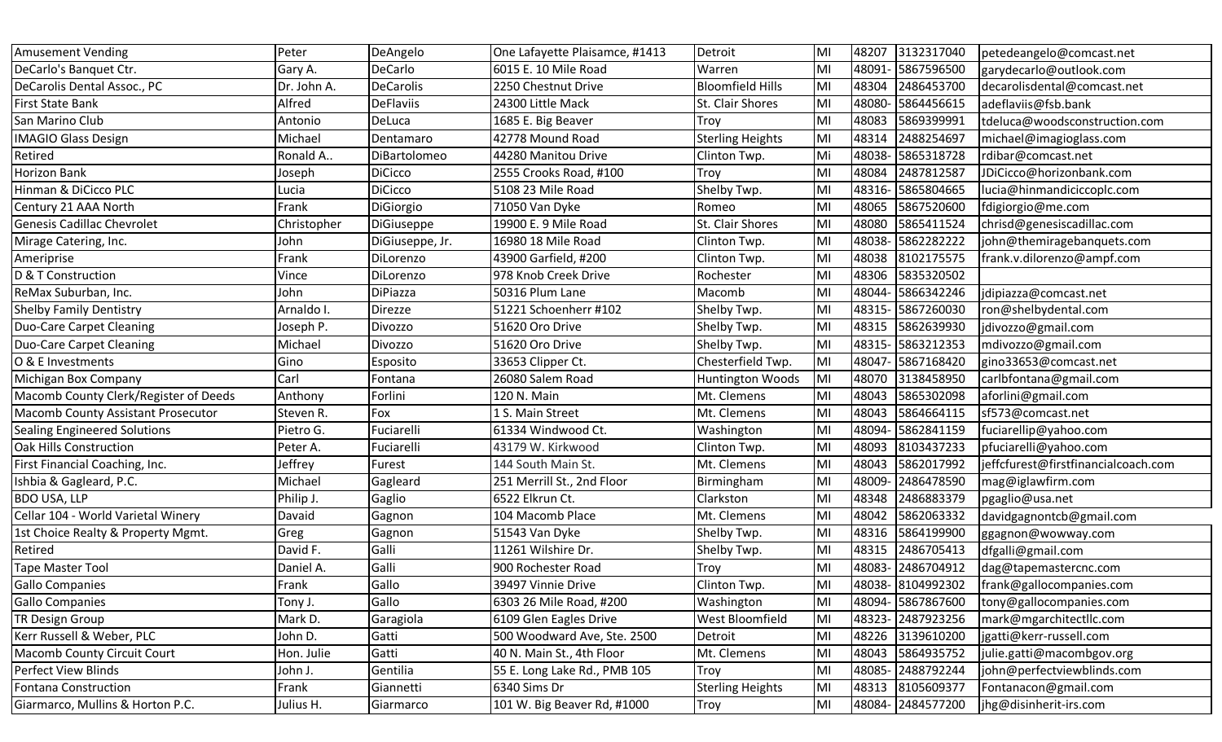| Amusement Vending | Peter | DeAngelo | One Lafayette Plaisamce, #1413 | Detroit | MI | 48207 | 3132317040 | petedeangelo@comcast.net |
|---|---|---|---|---|---|---|---|---|
| DeCarlo's Banquet Ctr. | Gary A. | DeCarlo | 6015 E. 10 Mile Road | Warren | MI | 48091- | 5867596500 | garydecarlo@outlook.com |
| DeCarolis Dental Assoc., PC | Dr. John A. | DeCarolis | 2250 Chestnut Drive | Bloomfield Hills | MI | 48304 | 2486453700 | decarolisdental@comcast.net |
| First State Bank | Alfred | DeFlaviis | 24300 Little Mack | St. Clair Shores | MI | 48080- | 5864456615 | adeflaviis@fsb.bank |
| San Marino Club | Antonio | DeLuca | 1685 E. Big Beaver | Troy | MI | 48083 | 5869399991 | tdeluca@woodsconstruction.com |
| IMAGIO Glass Design | Michael | Dentamaro | 42778 Mound Road | Sterling Heights | MI | 48314 | 2488254697 | michael@imagioglass.com |
| Retired | Ronald A.. | DiBartolomeo | 44280 Manitou Drive | Clinton Twp. | Mi | 48038- | 5865318728 | rdibar@comcast.net |
| Horizon Bank | Joseph | DiCicco | 2555 Crooks Road, #100 | Troy | MI | 48084 | 2487812587 | JDiCicco@horizonbank.com |
| Hinman & DiCicco PLC | Lucia | DiCicco | 5108 23 Mile Road | Shelby Twp. | MI | 48316- | 5865804665 | lucia@hinmandicicoplc.com |
| Century 21 AAA North | Frank | DiGiorgio | 71050 Van Dyke | Romeo | MI | 48065 | 5867520600 | fdigiorgio@me.com |
| Genesis Cadillac Chevrolet | Christopher | DiGiuseppe | 19900 E. 9 Mile Road | St. Clair Shores | MI | 48080 | 5865411524 | chrisd@genesiscadillac.com |
| Mirage Catering, Inc. | John | DiGiuseppe, Jr. | 16980 18 Mile Road | Clinton Twp. | MI | 48038- | 5862282222 | john@themiragebanquets.com |
| Ameriprise | Frank | DiLorenzo | 43900 Garfield, #200 | Clinton Twp. | MI | 48038 | 8102175575 | frank.v.dilorenzo@ampf.com |
| D & T Construction | Vince | DiLorenzo | 978 Knob Creek Drive | Rochester | MI | 48306 | 5835320502 | |
| ReMax Suburban, Inc. | John | DiPiazza | 50316 Plum Lane | Macomb | MI | 48044- | 5866342246 | jdipiazza@comcast.net |
| Shelby Family Dentistry | Arnaldo I. | Direzze | 51221 Schoenherr #102 | Shelby Twp. | MI | 48315- | 5867260030 | ron@shelbydental.com |
| Duo-Care Carpet Cleaning | Joseph P. | Divozzo | 51620 Oro Drive | Shelby Twp. | MI | 48315 | 5862639930 | jdivozzo@gmail.com |
| Duo-Care Carpet Cleaning | Michael | Divozzo | 51620 Oro Drive | Shelby Twp. | MI | 48315- | 5863212353 | mdivozzo@gmail.com |
| O & E Investments | Gino | Esposito | 33653 Clipper Ct. | Chesterfield Twp. | MI | 48047- | 5867168420 | gino33653@comcast.net |
| Michigan Box Company | Carl | Fontana | 26080 Salem Road | Huntington Woods | MI | 48070 | 3138458950 | carlbfontana@gmail.com |
| Macomb County Clerk/Register of Deeds | Anthony | Forlini | 120 N. Main | Mt. Clemens | MI | 48043 | 5865302098 | aforlini@gmail.com |
| Macomb County Assistant Prosecutor | Steven R. | Fox | 1 S. Main Street | Mt. Clemens | MI | 48043 | 5864664115 | sf573@comcast.net |
| Sealing Engineered Solutions | Pietro G. | Fuciarelli | 61334 Windwood Ct. | Washington | MI | 48094- | 5862841159 | fuciarellip@yahoo.com |
| Oak Hills Construction | Peter A. | Fuciarelli | 43179 W. Kirkwood | Clinton Twp. | MI | 48093 | 8103437233 | pfuciarelli@yahoo.com |
| First Financial Coaching, Inc. | Jeffrey | Furest | 144 South Main St. | Mt. Clemens | MI | 48043 | 5862017992 | jeffcfurest@firstfinancialcoach.com |
| Ishbia & Gagleard, P.C. | Michael | Gagleard | 251 Merrill St., 2nd Floor | Birmingham | MI | 48009- | 2486478590 | mag@iglawfirm.com |
| BDO USA, LLP | Philip J. | Gaglio | 6522 Elkrun Ct. | Clarkston | MI | 48348 | 2486883379 | pgaglio@usa.net |
| Cellar 104 - World Varietal Winery | Davaid | Gagnon | 104 Macomb Place | Mt. Clemens | MI | 48042 | 5862063332 | davidgagnontcb@gmail.com |
| 1st Choice Realty & Property Mgmt. | Greg | Gagnon | 51543 Van Dyke | Shelby Twp. | MI | 48316 | 5864199900 | ggagnon@wowway.com |
| Retired | David F. | Galli | 11261 Wilshire Dr. | Shelby Twp. | MI | 48315 | 2486705413 | dfgalli@gmail.com |
| Tape Master Tool | Daniel A. | Galli | 900 Rochester Road | Troy | MI | 48083- | 2486704912 | dag@tapemastercnc.com |
| Gallo Companies | Frank | Gallo | 39497 Vinnie Drive | Clinton Twp. | MI | 48038- | 8104992302 | frank@gallocompanies.com |
| Gallo Companies | Tony J. | Gallo | 6303 26 Mile Road, #200 | Washington | MI | 48094- | 5867867600 | tony@gallocompanies.com |
| TR Design Group | Mark D. | Garagiola | 6109 Glen Eagles Drive | West Bloomfield | MI | 48323- | 2487923256 | mark@mgarchitectllc.com |
| Kerr Russell & Weber, PLC | John D. | Gatti | 500 Woodward Ave, Ste. 2500 | Detroit | MI | 48226 | 3139610200 | jgatti@kerr-russell.com |
| Macomb County Circuit Court | Hon. Julie | Gatti | 40 N. Main St., 4th Floor | Mt. Clemens | MI | 48043 | 5864935752 | julie.gatti@macombgov.org |
| Perfect View Blinds | John J. | Gentilia | 55 E. Long Lake Rd., PMB 105 | Troy | MI | 48085- | 2488792244 | john@perfectviewblinds.com |
| Fontana Construction | Frank | Giannetti | 6340 Sims Dr | Sterling Heights | MI | 48313 | 8105609377 | Fontanacon@gmail.com |
| Giarmarco, Mullins & Horton P.C. | Julius H. | Giarmarco | 101 W. Big Beaver Rd, #1000 | Troy | MI | 48084- | 2484577200 | jhg@disinherit-irs.com |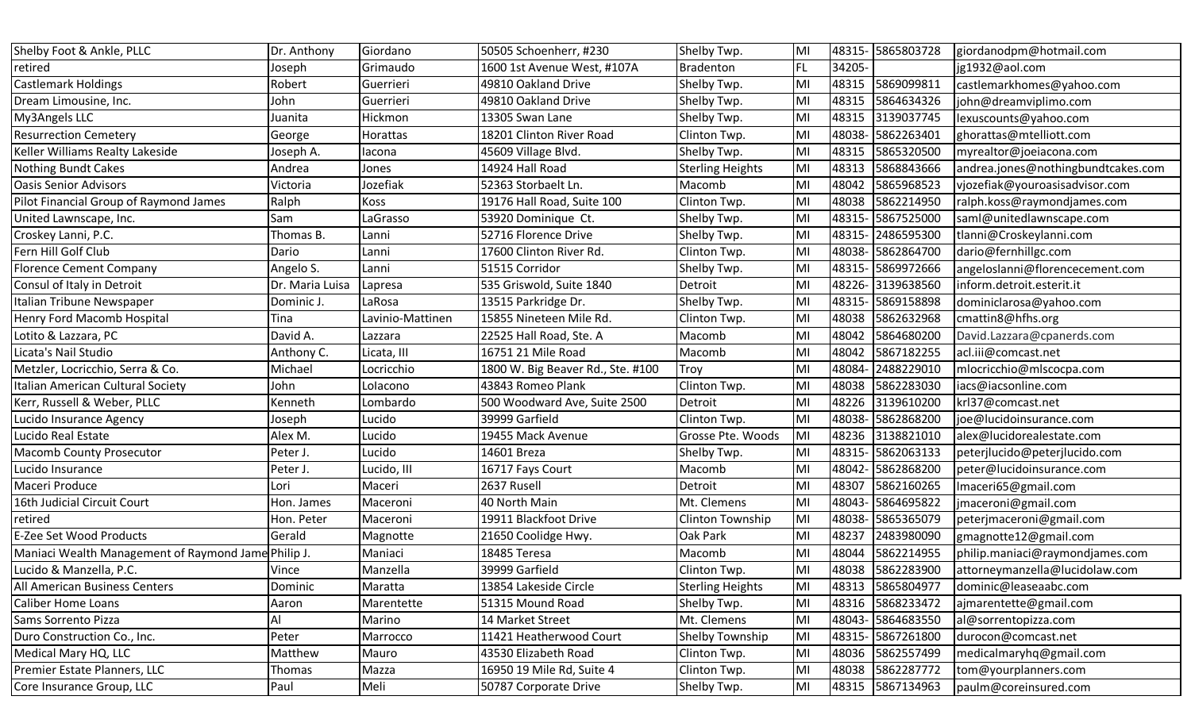| | | | | | | | | |
|---|---|---|---|---|---|---|---|---|
| Shelby Foot & Ankle, PLLC | Dr. Anthony | Giordano | 50505 Schoenherr, #230 | Shelby Twp. | MI | 48315- | 5865803728 | giordanodpm@hotmail.com |
| retired | Joseph | Grimaudo | 1600 1st Avenue West, #107A | Bradenton | FL | 34205- | | jg1932@aol.com |
| Castlemark Holdings | Robert | Guerrieri | 49810 Oakland Drive | Shelby Twp. | MI | 48315 | 5869099811 | castlemarkhomes@yahoo.com |
| Dream Limousine, Inc. | John | Guerrieri | 49810 Oakland Drive | Shelby Twp. | MI | 48315 | 5864634326 | john@dreamviplimo.com |
| My3Angels LLC | Juanita | Hickmon | 13305 Swan Lane | Shelby Twp. | MI | 48315 | 3139037745 | lexuscounts@yahoo.com |
| Resurrection Cemetery | George | Horattas | 18201 Clinton River Road | Clinton Twp. | MI | 48038- | 5862263401 | ghorattas@mtelliott.com |
| Keller Williams Realty Lakeside | Joseph A. | Iacona | 45609 Village Blvd. | Shelby Twp. | MI | 48315 | 5865320500 | myrealtor@joeiacona.com |
| Nothing Bundt Cakes | Andrea | Jones | 14924 Hall Road | Sterling Heights | MI | 48313 | 5868843666 | andrea.jones@nothingbundtcakes.com |
| Oasis Senior Advisors | Victoria | Jozefiak | 52363 Storbaelt Ln. | Macomb | MI | 48042 | 5865968523 | vjozefiak@youroasisadvisor.com |
| Pilot Financial Group of Raymond James | Ralph | Koss | 19176 Hall Road, Suite 100 | Clinton Twp. | MI | 48038 | 5862214950 | ralph.koss@raymondjames.com |
| United Lawnscape, Inc. | Sam | LaGrasso | 53920 Dominique Ct. | Shelby Twp. | MI | 48315- | 5867525000 | saml@unitedlawnscape.com |
| Croskey Lanni, P.C. | Thomas B. | Lanni | 52716 Florence Drive | Shelby Twp. | MI | 48315- | 2486595300 | tlanni@Croskeylanni.com |
| Fern Hill Golf Club | Dario | Lanni | 17600 Clinton River Rd. | Clinton Twp. | MI | 48038- | 5862864700 | dario@fernhillgc.com |
| Florence Cement Company | Angelo S. | Lanni | 51515 Corridor | Shelby Twp. | MI | 48315- | 5869972666 | angeloslanni@florencecement.com |
| Consul of Italy in Detroit | Dr. Maria Luisa | Lapresa | 535 Griswold, Suite 1840 | Detroit | MI | 48226- | 3139638560 | inform.detroit.esterit.it |
| Italian Tribune Newspaper | Dominic J. | LaRosa | 13515 Parkridge Dr. | Shelby Twp. | MI | 48315- | 5869158898 | dominiclarosa@yahoo.com |
| Henry Ford Macomb Hospital | Tina | Lavinio-Mattinen | 15855 Nineteen Mile Rd. | Clinton Twp. | MI | 48038 | 5862632968 | cmattin8@hfhs.org |
| Lotito & Lazzara, PC | David A. | Lazzara | 22525 Hall Road, Ste. A | Macomb | MI | 48042 | 5864680200 | David.Lazzara@cpanerds.com |
| Licata's Nail Studio | Anthony C. | Licata, III | 16751 21 Mile Road | Macomb | MI | 48042 | 5867182255 | acl.iii@comcast.net |
| Metzler, Locricchio, Serra & Co. | Michael | Locricchio | 1800 W. Big Beaver Rd., Ste. #100 | Troy | MI | 48084- | 2488229010 | mlocricchio@mlscocpa.com |
| Italian American Cultural Society | John | LoIacono | 43843 Romeo Plank | Clinton Twp. | MI | 48038 | 5862283030 | iacs@iacsonline.com |
| Kerr, Russell & Weber, PLLC | Kenneth | Lombardo | 500 Woodward Ave, Suite 2500 | Detroit | MI | 48226 | 3139610200 | krl37@comcast.net |
| Lucido Insurance Agency | Joseph | Lucido | 39999 Garfield | Clinton Twp. | MI | 48038- | 5862868200 | joe@lucidoinsurance.com |
| Lucido Real Estate | Alex M. | Lucido | 19455 Mack Avenue | Grosse Pte. Woods | MI | 48236 | 3138821010 | alex@lucidorealestate.com |
| Macomb County Prosecutor | Peter J. | Lucido | 14601 Breza | Shelby Twp. | MI | 48315- | 5862063133 | peterjlucido@peterjlucido.com |
| Lucido Insurance | Peter J. | Lucido, III | 16717 Fays Court | Macomb | MI | 48042- | 5862868200 | peter@lucidoinsurance.com |
| Maceri Produce | Lori | Maceri | 2637 Rusell | Detroit | MI | 48307 | 5862160265 | lmaceri65@gmail.com |
| 16th Judicial Circuit Court | Hon. James | Maceroni | 40 North Main | Mt. Clemens | MI | 48043- | 5864695822 | jmaceroni@gmail.com |
| retired | Hon. Peter | Maceroni | 19911 Blackfoot Drive | Clinton Township | MI | 48038- | 5865365079 | peterjmaceroni@gmail.com |
| E-Zee Set Wood Products | Gerald | Magnotte | 21650 Coolidge Hwy. | Oak Park | MI | 48237 | 2483980090 | gmagnotte12@gmail.com |
| Maniaci Wealth Management of Raymond Jame | Philip J. | Maniaci | 18485 Teresa | Macomb | MI | 48044 | 5862214955 | philip.maniaci@raymondjames.com |
| Lucido & Manzella, P.C. | Vince | Manzella | 39999 Garfield | Clinton Twp. | MI | 48038 | 5862283900 | attorneymanzella@lucidolaw.com |
| All American Business Centers | Dominic | Maratta | 13854 Lakeside Circle | Sterling Heights | MI | 48313 | 5865804977 | dominic@leaseaabc.com |
| Caliber Home Loans | Aaron | Marentette | 51315 Mound Road | Shelby Twp. | MI | 48316 | 5868233472 | ajmarentette@gmail.com |
| Sams Sorrento Pizza | Al | Marino | 14 Market Street | Mt. Clemens | MI | 48043- | 5864683550 | al@sorrentopizza.com |
| Duro Construction Co., Inc. | Peter | Marrocco | 11421 Heatherwood Court | Shelby Township | MI | 48315- | 5867261800 | durocon@comcast.net |
| Medical Mary HQ, LLC | Matthew | Mauro | 43530 Elizabeth Road | Clinton Twp. | MI | 48036 | 5862557499 | medicalmaryhq@gmail.com |
| Premier Estate Planners, LLC | Thomas | Mazza | 16950 19 Mile Rd, Suite 4 | Clinton Twp. | MI | 48038 | 5862287772 | tom@yourplanners.com |
| Core Insurance Group, LLC | Paul | Meli | 50787 Corporate Drive | Shelby Twp. | MI | 48315 | 5867134963 | paulm@coreinsured.com |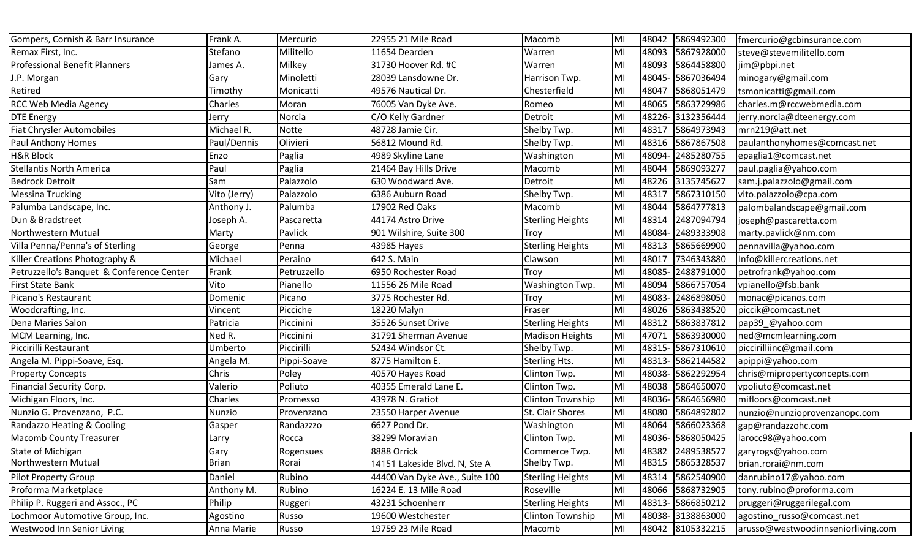| Gompers, Cornish & Barr Insurance | Frank A. | Mercurio | 22955 21 Mile Road | Macomb | MI | 48042 | 5869492300 | fmercurio@gcbinsurance.com |
|---|---|---|---|---|---|---|---|---|
| Remax First, Inc. | Stefano | Militello | 11654 Dearden | Warren | MI | 48093 | 5867928000 | steve@stevemilitello.com |
| Professional Benefit Planners | James A. | Milkey | 31730 Hoover Rd. #C | Warren | MI | 48093 | 5864458800 | jim@pbpi.net |
| J.P. Morgan | Gary | Minoletti | 28039 Lansdowne Dr. | Harrison Twp. | MI | 48045- | 5867036494 | minogary@gmail.com |
| Retired | Timothy | Monicatti | 49576 Nautical Dr. | Chesterfield | MI | 48047 | 5868051479 | tsmonicatti@gmail.com |
| RCC Web Media Agency | Charles | Moran | 76005 Van Dyke Ave. | Romeo | MI | 48065 | 5863729986 | charles.m@rccwebmedia.com |
| DTE Energy | Jerry | Norcia | C/O Kelly Gardner | Detroit | MI | 48226- | 3132356444 | jerry.norcia@dteenergy.com |
| Fiat Chrysler Automobiles | Michael R. | Notte | 48728 Jamie Cir. | Shelby Twp. | MI | 48317 | 5864973943 | mrn219@att.net |
| Paul Anthony Homes | Paul/Dennis | Olivieri | 56812 Mound Rd. | Shelby Twp. | MI | 48316 | 5867867508 | paulanthonyhomes@comcast.net |
| H&R Block | Enzo | Paglia | 4989 Skyline Lane | Washington | MI | 48094- | 2485280755 | epaglia1@comcast.net |
| Stellantis North America | Paul | Paglia | 21464 Bay Hills Drive | Macomb | MI | 48044 | 5869093277 | paul.paglia@yahoo.com |
| Bedrock Detroit | Sam | Palazzolo | 630 Woodward Ave. | Detroit | MI | 48226 | 3135745627 | sam.j.palazzolo@gmail.com |
| Messina Trucking | Vito (Jerry) | Palazzolo | 6386 Auburn Road | Shelby Twp. | MI | 48317 | 5867310150 | vito.palazzolo@cpa.com |
| Palumba Landscape, Inc. | Anthony J. | Palumba | 17902 Red Oaks | Macomb | MI | 48044 | 5864777813 | palombalandscape@gmail.com |
| Dun & Bradstreet | Joseph A. | Pascaretta | 44174 Astro Drive | Sterling Heights | MI | 48314 | 2487094794 | joseph@pascaretta.com |
| Northwestern Mutual | Marty | Pavlick | 901 Wilshire, Suite 300 | Troy | MI | 48084- | 2489333908 | marty.pavlick@nm.com |
| Villa Penna/Penna's of Sterling | George | Penna | 43985 Hayes | Sterling Heights | MI | 48313 | 5865669900 | pennavilla@yahoo.com |
| Killer Creations Photography & | Michael | Peraino | 642 S. Main | Clawson | MI | 48017 | 7346343880 | Info@killercreations.net |
| Petruzzello's Banquet & Conference Center | Frank | Petruzzello | 6950 Rochester Road | Troy | MI | 48085- | 2488791000 | petrofrank@yahoo.com |
| First State Bank | Vito | Pianello | 11556 26 Mile Road | Washington Twp. | MI | 48094 | 5866757054 | vpianello@fsb.bank |
| Picano's Restaurant | Domenic | Picano | 3775 Rochester Rd. | Troy | MI | 48083- | 2486898050 | monac@picanos.com |
| Woodcrafting, Inc. | Vincent | Picciche | 18220 Malyn | Fraser | MI | 48026 | 5863438520 | piccik@comcast.net |
| Dena Maries Salon | Patricia | Piccinini | 35526 Sunset Drive | Sterling Heights | MI | 48312 | 5863837812 | pap39_@yahoo.com |
| MCM Learning, Inc. | Ned R. | Piccinini | 31791 Sherman Avenue | Madison Heights | MI | 47071 | 5863930000 | ned@mcmlearning.com |
| Piccirilli Restaurant | Umberto | Piccirilli | 52434 Windsor Ct. | Shelby Twp. | MI | 48315- | 5867310610 | piccirilliinc@gmail.com |
| Angela M. Pippi-Soave, Esq. | Angela M. | Pippi-Soave | 8775 Hamilton E. | Sterling Hts. | MI | 48313- | 5862144582 | apippi@yahoo.com |
| Property Concepts | Chris | Poley | 40570 Hayes Road | Clinton Twp. | MI | 48038- | 5862292954 | chris@mipropertyconcepts.com |
| Financial Security Corp. | Valerio | Poliuto | 40355 Emerald Lane E. | Clinton Twp. | MI | 48038 | 5864650070 | vpoliuto@comcast.net |
| Michigan Floors, Inc. | Charles | Promesso | 43978 N. Gratiot | Clinton Township | MI | 48036- | 5864656980 | mifloors@comcast.net |
| Nunzio G. Provenzano, P.C. | Nunzio | Provenzano | 23550 Harper Avenue | St. Clair Shores | MI | 48080 | 5864892802 | nunzio@nunzioprovenzanopc.com |
| Randazzo Heating & Cooling | Gasper | Randazzzo | 6627 Pond Dr. | Washington | MI | 48064 | 5866023368 | gap@randazzohc.com |
| Macomb County Treasurer | Larry | Rocca | 38299 Moravian | Clinton Twp. | MI | 48036- | 5868050425 | larocc98@yahoo.com |
| State of Michigan | Gary | Rogensues | 8888 Orrick | Commerce Twp. | MI | 48382 | 2489538577 | garyrogs@yahoo.com |
| Northwestern Mutual | Brian | Rorai | 14151 Lakeside Blvd. N, Ste A | Shelby Twp. | MI | 48315 | 5865328537 | brian.rorai@nm.com |
| Pilot Property Group | Daniel | Rubino | 44400 Van Dyke Ave., Suite 100 | Sterling Heights | MI | 48314 | 5862540900 | danrubino17@yahoo.com |
| Proforma Marketplace | Anthony M. | Rubino | 16224 E. 13 Mile Road | Roseville | MI | 48066 | 5868732905 | tony.rubino@proforma.com |
| Philip P. Ruggeri and Assoc., PC | Philip | Ruggeri | 43231 Schoenherr | Sterling Heights | MI | 48313- | 5866850212 | pruggeri@ruggerilegal.com |
| Lochmoor Automotive Group, Inc. | Agostino | Russo | 19600 Westchester | Clinton Township | MI | 48038- | 3138863000 | agostino_russo@comcast.net |
| Westwood Inn Senior Living | Anna Marie | Russo | 19759 23 Mile Road | Macomb | MI | 48042 | 8105332215 | arusso@westwoodinnseniorliving.com |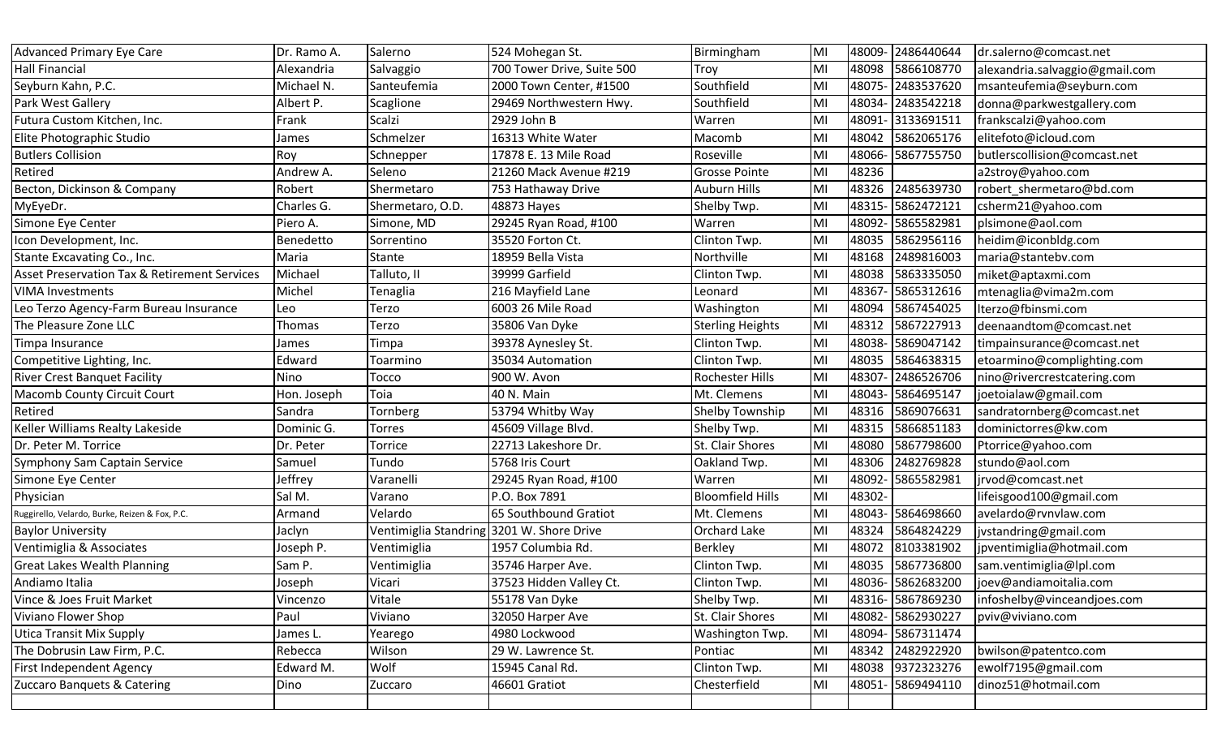| | | | | | | | | |
|---|---|---|---|---|---|---|---|---|
| Advanced Primary Eye Care | Dr. Ramo A. | Salerno | 524 Mohegan St. | Birmingham | MI | 48009- | 2486440644 | dr.salerno@comcast.net |
| Hall Financial | Alexandria | Salvaggio | 700 Tower Drive, Suite 500 | Troy | MI | 48098 | 5866108770 | alexandria.salvaggio@gmail.com |
| Seyburn Kahn, P.C. | Michael N. | Santeufemia | 2000 Town Center, #1500 | Southfield | MI | 48075- | 2483537620 | msanteufemia@seyburn.com |
| Park West Gallery | Albert P. | Scaglione | 29469 Northwestern Hwy. | Southfield | MI | 48034- | 2483542218 | donna@parkwestgallery.com |
| Futura Custom Kitchen, Inc. | Frank | Scalzi | 2929 John B | Warren | MI | 48091- | 3133691511 | frankscalzi@yahoo.com |
| Elite Photographic Studio | James | Schmelzer | 16313 White Water | Macomb | MI | 48042 | 5862065176 | elitefoto@icloud.com |
| Butlers Collision | Roy | Schnepper | 17878 E. 13 Mile Road | Roseville | MI | 48066- | 5867755750 | butlerscollision@comcast.net |
| Retired | Andrew A. | Seleno | 21260 Mack Avenue #219 | Grosse Pointe | MI | 48236 | | a2stroy@yahoo.com |
| Becton, Dickinson & Company | Robert | Shermetaro | 753 Hathaway Drive | Auburn Hills | MI | 48326 | 2485639730 | robert_shermetaro@bd.com |
| MyEyeDr. | Charles G. | Shermetaro, O.D. | 48873 Hayes | Shelby Twp. | MI | 48315- | 5862472121 | csherm21@yahoo.com |
| Simone Eye Center | Piero A. | Simone, MD | 29245 Ryan Road, #100 | Warren | MI | 48092- | 5865582981 | plsimone@aol.com |
| Icon Development, Inc. | Benedetto | Sorrentino | 35520 Forton Ct. | Clinton Twp. | MI | 48035 | 5862956116 | heidim@iconbldg.com |
| Stante Excavating Co., Inc. | Maria | Stante | 18959 Bella Vista | Northville | MI | 48168 | 2489816003 | maria@stantebv.com |
| Asset Preservation Tax & Retirement Services | Michael | Talluto, II | 39999 Garfield | Clinton Twp. | MI | 48038 | 5863335050 | miket@aptaxmi.com |
| VIMA Investments | Michel | Tenaglia | 216 Mayfield Lane | Leonard | MI | 48367- | 5865312616 | mtenaglia@vima2m.com |
| Leo Terzo Agency-Farm Bureau Insurance | Leo | Terzo | 6003 26 Mile Road | Washington | MI | 48094 | 5867454025 | lterzo@fbinsmi.com |
| The Pleasure Zone LLC | Thomas | Terzo | 35806 Van Dyke | Sterling Heights | MI | 48312 | 5867227913 | deenaandtom@comcast.net |
| Timpa Insurance | James | Timpa | 39378 Aynesley St. | Clinton Twp. | MI | 48038- | 5869047142 | timpainsurance@comcast.net |
| Competitive Lighting, Inc. | Edward | Toarmino | 35034 Automation | Clinton Twp. | MI | 48035 | 5864638315 | etoarmino@complighting.com |
| River Crest Banquet Facility | Nino | Tocco | 900 W. Avon | Rochester Hills | MI | 48307- | 2486526706 | nino@rivercrestcatering.com |
| Macomb County Circuit Court | Hon. Joseph | Toia | 40 N. Main | Mt. Clemens | MI | 48043- | 5864695147 | joetoialaw@gmail.com |
| Retired | Sandra | Tornberg | 53794 Whitby Way | Shelby Township | MI | 48316 | 5869076631 | sandratornberg@comcast.net |
| Keller Williams Realty Lakeside | Dominic G. | Torres | 45609 Village Blvd. | Shelby Twp. | MI | 48315 | 5866851183 | dominictorres@kw.com |
| Dr. Peter M. Torrice | Dr. Peter | Torrice | 22713 Lakeshore Dr. | St. Clair Shores | MI | 48080 | 5867798600 | Ptorrice@yahoo.com |
| Symphony Sam Captain Service | Samuel | Tundo | 5768 Iris Court | Oakland Twp. | MI | 48306 | 2482769828 | stundo@aol.com |
| Simone Eye Center | Jeffrey | Varanelli | 29245 Ryan Road, #100 | Warren | MI | 48092- | 5865582981 | jrvod@comcast.net |
| Physician | Sal M. | Varano | P.O. Box 7891 | Bloomfield Hills | MI | 48302- | | lifeisgood100@gmail.com |
| Ruggirello, Velardo, Burke, Reizen & Fox, P.C. | Armand | Velardo | 65 Southbound Gratiot | Mt. Clemens | MI | 48043- | 5864698660 | avelardo@rvnvlaw.com |
| Baylor University | Jaclyn | Ventimiglia Standring | 3201 W. Shore Drive | Orchard Lake | MI | 48324 | 5864824229 | jvstandring@gmail.com |
| Ventimiglia & Associates | Joseph P. | Ventimiglia | 1957 Columbia Rd. | Berkley | MI | 48072 | 8103381902 | jpventimiglia@hotmail.com |
| Great Lakes Wealth Planning | Sam P. | Ventimiglia | 35746 Harper Ave. | Clinton Twp. | MI | 48035 | 5867736800 | sam.ventimiglia@lpl.com |
| Andiamo Italia | Joseph | Vicari | 37523 Hidden Valley Ct. | Clinton Twp. | MI | 48036- | 5862683200 | joev@andiamoitalia.com |
| Vince & Joes Fruit Market | Vincenzo | Vitale | 55178 Van Dyke | Shelby Twp. | MI | 48316- | 5867869230 | infoshelby@vinceandjoes.com |
| Viviano Flower Shop | Paul | Viviano | 32050 Harper Ave | St. Clair Shores | MI | 48082- | 5862930227 | pviv@viviano.com |
| Utica Transit Mix Supply | James L. | Yearego | 4980 Lockwood | Washington Twp. | MI | 48094- | 5867311474 | |
| The Dobrusin Law Firm, P.C. | Rebecca | Wilson | 29 W. Lawrence St. | Pontiac | MI | 48342 | 2482922920 | bwilson@patentco.com |
| First Independent Agency | Edward M. | Wolf | 15945 Canal Rd. | Clinton Twp. | MI | 48038 | 9372323276 | ewolf7195@gmail.com |
| Zuccaro Banquets & Catering | Dino | Zuccaro | 46601 Gratiot | Chesterfield | MI | 48051- | 5869494110 | dinoz51@hotmail.com |